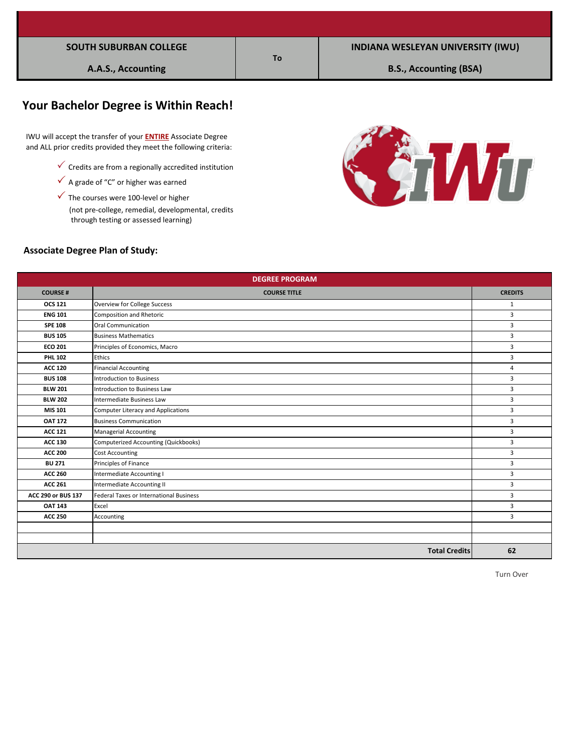| SOUTH SUBURBAN COLLEGE | To | INDIANA WESLEYAN UNIVERSITY (IWU) |
|---|---|---|
| A.A.S., Accounting | | B.S., Accounting (BSA) |

# Your Bachelor Degree is Within Reach!

IWU will accept the transfer of your **ENTIRE** Associate Degree and ALL prior credits provided they meet the following criteria:

- ✓ Credits are from a regionally accredited institution
- ✓ A grade of "C" or higher was earned
- ✓ The courses were 100-level or higher (not pre-college, remedial, developmental, credits through testing or assessed learning)

## Associate Degree Plan of Study:

| DEGREE PROGRAM | | |
|---|---|---|
| **COURSE #** | **COURSE TITLE** | **CREDITS** |
| **OCS 121** | Overview for College Success | 1 |
| **ENG 101** | Composition and Rhetoric | 3 |
| **SPE 108** | Oral Communication | 3 |
| **BUS 105** | Business Mathematics | 3 |
| **ECO 201** | Principles of Economics, Macro | 3 |
| **PHL 102** | Ethics | 3 |
| **ACC 120** | Financial Accounting | 4 |
| **BUS 108** | Introduction to Business | 3 |
| **BLW 201** | Introduction to Business Law | 3 |
| **BLW 202** | Intermediate Business Law | 3 |
| **MIS 101** | Computer Literacy and Applications | 3 |
| **OAT 172** | Business Communication | 3 |
| **ACC 121** | Managerial Accounting | 3 |
| **ACC 130** | Computerized Accounting (Quickbooks) | 3 |
| **ACC 200** | Cost Accounting | 3 |
| **BU 271** | Principles of Finance | 3 |
| **ACC 260** | Intermediate Accounting I | 3 |
| **ACC 261** | Intermediate Accounting II | 3 |
| **ACC 290 or BUS 137** | Federal Taxes or International Business | 3 |
| **OAT 143** | Excel | 3 |
| **ACC 250** | Accounting | 3 |
| | | |
| | | |
| | **Total Credits** | **62** |

Turn Over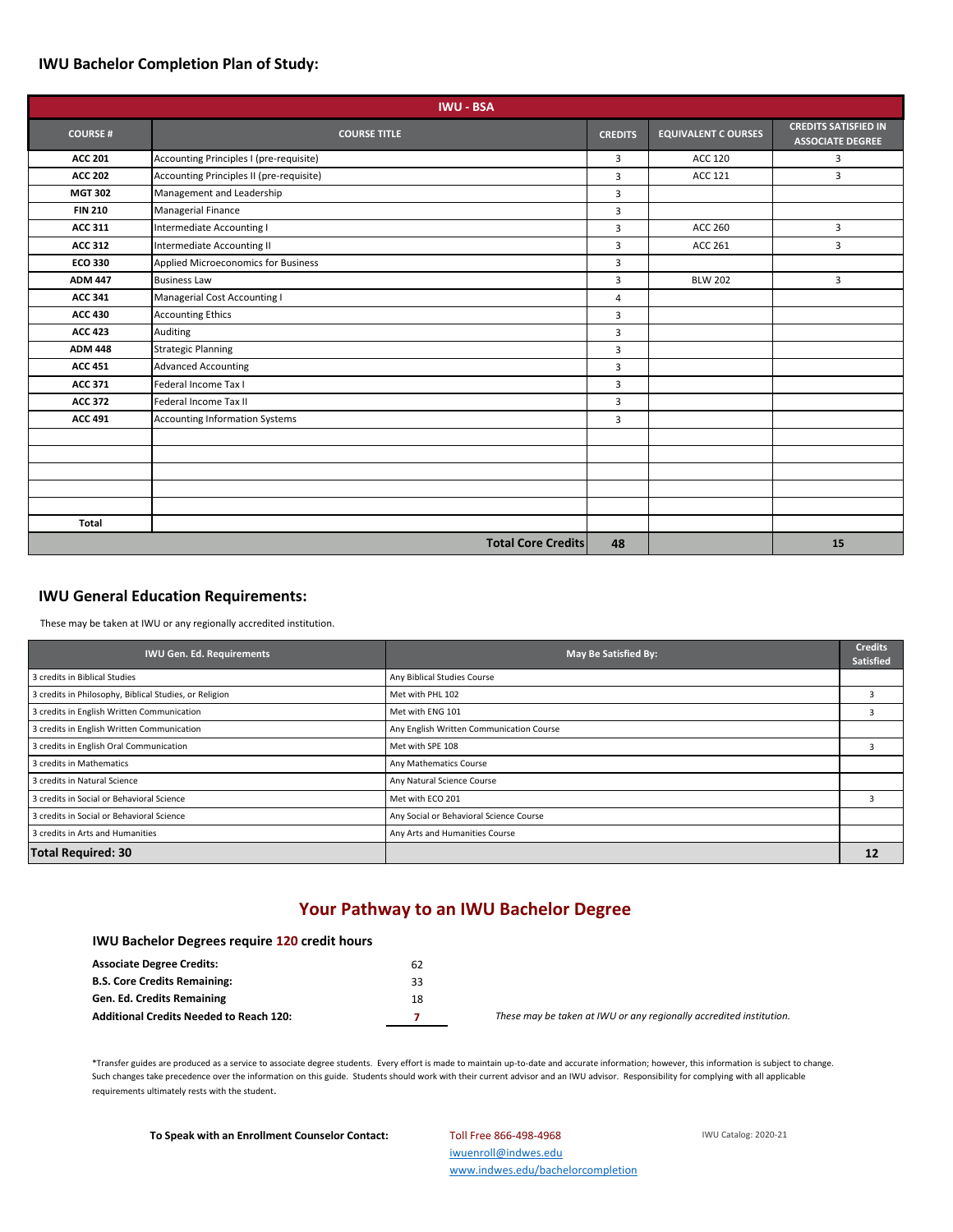## IWU Bachelor Completion Plan of Study:

| IWU - BSA | | | | |
|---|---|---|---|---|
| **COURSE #** | **COURSE TITLE** | **CREDITS** | **EQUIVALENT C OURSES** | **CREDITS SATISFIED IN ASSOCIATE DEGREE** |
| **ACC 201** | Accounting Principles I (pre-requisite) | 3 | ACC 120 | 3 |
| **ACC 202** | Accounting Principles II (pre-requisite) | 3 | ACC 121 | 3 |
| **MGT 302** | Management and Leadership | 3 | | |
| **FIN 210** | Managerial Finance | 3 | | |
| **ACC 311** | Intermediate Accounting I | 3 | ACC 260 | 3 |
| **ACC 312** | Intermediate Accounting II | 3 | ACC 261 | 3 |
| **ECO 330** | Applied Microeconomics for Business | 3 | | |
| **ADM 447** | Business Law | 3 | BLW 202 | 3 |
| **ACC 341** | Managerial Cost Accounting I | 4 | | |
| **ACC 430** | Accounting Ethics | 3 | | |
| **ACC 423** | Auditing | 3 | | |
| **ADM 448** | Strategic Planning | 3 | | |
| **ACC 451** | Advanced Accounting | 3 | | |
| **ACC 371** | Federal Income Tax I | 3 | | |
| **ACC 372** | Federal Income Tax II | 3 | | |
| **ACC 491** | Accounting Information Systems | 3 | | |
| | | | | |
| | | | | |
| | | | | |
| | | | | |
| | | | | |
| **Total** | | | | |
| | **Total Core Credits** | **48** | | **15** |

## IWU General Education Requirements:

These may be taken at IWU or any regionally accredited institution.

| IWU Gen. Ed. Requirements | May Be Satisfied By: | Credits Satisfied |
|---|---|---|
| 3 credits in Biblical Studies | Any Biblical Studies Course | |
| 3 credits in Philosophy, Biblical Studies, or Religion | Met with PHL 102 | 3 |
| 3 credits in English Written Communication | Met with ENG 101 | 3 |
| 3 credits in English Written Communication | Any English Written Communication Course | |
| 3 credits in English Oral Communication | Met with SPE 108 | 3 |
| 3 credits in Mathematics | Any Mathematics Course | |
| 3 credits in Natural Science | Any Natural Science Course | |
| 3 credits in Social or Behavioral Science | Met with ECO 201 | 3 |
| 3 credits in Social or Behavioral Science | Any Social or Behavioral Science Course | |
| 3 credits in Arts and Humanities | Any Arts and Humanities Course | |
| **Total Required: 30** | | **12** |

## Your Pathway to an IWU Bachelor Degree

**IWU Bachelor Degrees require 120 credit hours**

| | |
|---|---|
| **Associate Degree Credits:** | 62 |
| **B.S. Core Credits Remaining:** | 33 |
| **Gen. Ed. Credits Remaining** | 18 |
| **Additional Credits Needed to Reach 120:** | **7** |

*These may be taken at IWU or any regionally accredited institution.*

*Transfer guides are produced as a service to associate degree students. Every effort is made to maintain up-to-date and accurate information; however, this information is subject to change. Such changes take precedence over the information on this guide. Students should work with their current advisor and an IWU advisor. Responsibility for complying with all applicable requirements ultimately rests with the student.

**To Speak with an Enrollment Counselor Contact:**

Toll Free 866-498-4968
iwuenroll@indwes.edu
www.indwes.edu/bachelorcompletion

IWU Catalog: 2020-21